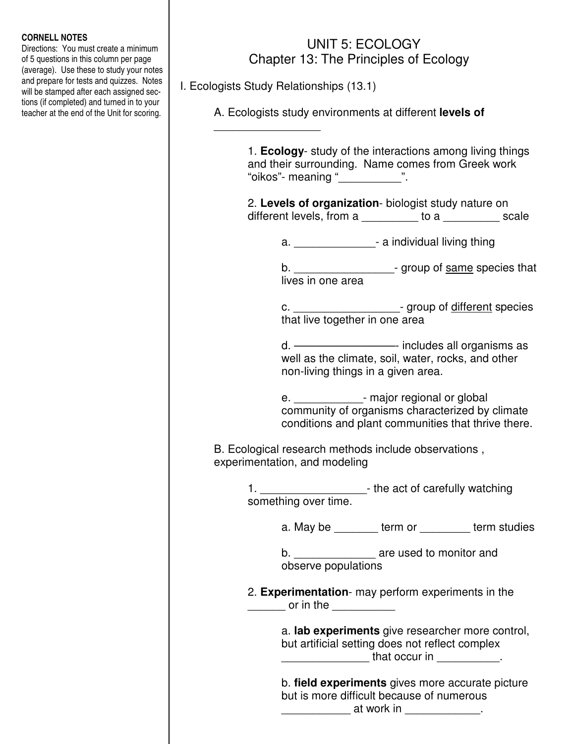**CORNELL NOTES**

Directions: You must create a minimum of 5 questions in this column per page (average). Use these to study your notes and prepare for tests and quizzes. Notes will be stamped after each assigned sections (if completed) and turned in to your teacher at the end of the Unit for scoring.

# UNIT 5: ECOLOGY

## Chapter 13: The Principles of Ecology

I. Ecologists Study Relationships (13.1)

A. Ecologists study environments at different **levels of** _________________

1. **Ecology**- study of the interactions among living things and their surrounding. Name comes from Greek work "oikos"- meaning "__________".

2. **Levels of organization**- biologist study nature on different levels, from a _________ to a _________ scale

a. _____________- a individual living thing

b. ________________- group of <u>same</u> species that lives in one area

c. _________________- group of <u>different</u> species that live together in one area

d. _________________- includes all organisms as well as the climate, soil, water, rocks, and other non-living things in a given area.

e. ___________- major regional or global community of organisms characterized by climate conditions and plant communities that thrive there.

B. Ecological research methods include observations , experimentation, and modeling

1. _________________- the act of carefully watching something over time.

a. May be _______ term or ________ term studies

b. _____________ are used to monitor and observe populations

2. **Experimentation**- may perform experiments in the ______ or in the __________

a. **lab experiments** give researcher more control, but artificial setting does not reflect complex ______________ that occur in __________.

b. **field experiments** gives more accurate picture but is more difficult because of numerous ___________ at work in ____________.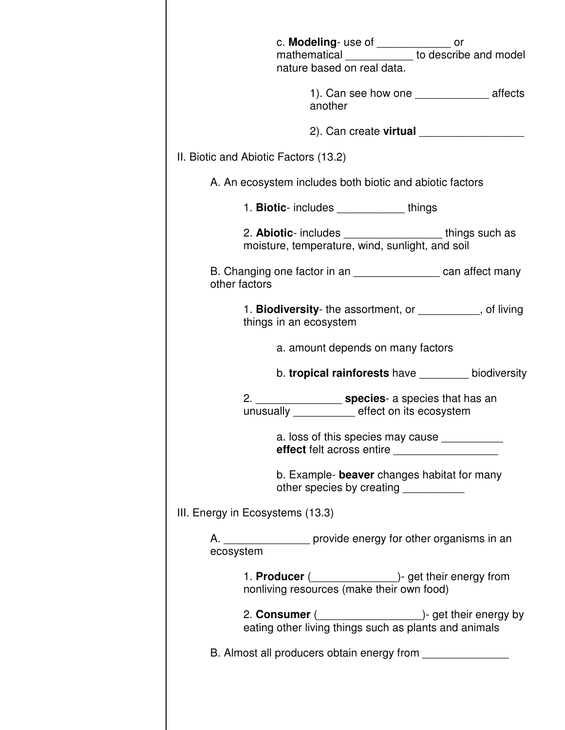c. **Modeling**- use of ____________ or mathematical ___________ to describe and model nature based on real data.

1). Can see how one ____________ affects another

2). Can create **virtual** _________________

II. Biotic and Abiotic Factors (13.2)

A. An ecosystem includes both biotic and abiotic factors

1. **Biotic**- includes ___________ things

2. **Abiotic**- includes ________________ things such as moisture, temperature, wind, sunlight, and soil

B. Changing one factor in an ______________ can affect many other factors

1. **Biodiversity**- the assortment, or __________, of living things in an ecosystem

a. amount depends on many factors

b. **tropical rainforests** have ________ biodiversity

2. ______________ **species**- a species that has an unusually __________ effect on its ecosystem

a. loss of this species may cause __________ **effect** felt across entire _________________

b. Example- **beaver** changes habitat for many other species by creating __________

III. Energy in Ecosystems (13.3)

A. ______________ provide energy for other organisms in an ecosystem

1. **Producer** (______________)- get their energy from nonliving resources (make their own food)

2. **Consumer** (_________________)- get their energy by eating other living things such as plants and animals

B. Almost all producers obtain energy from ______________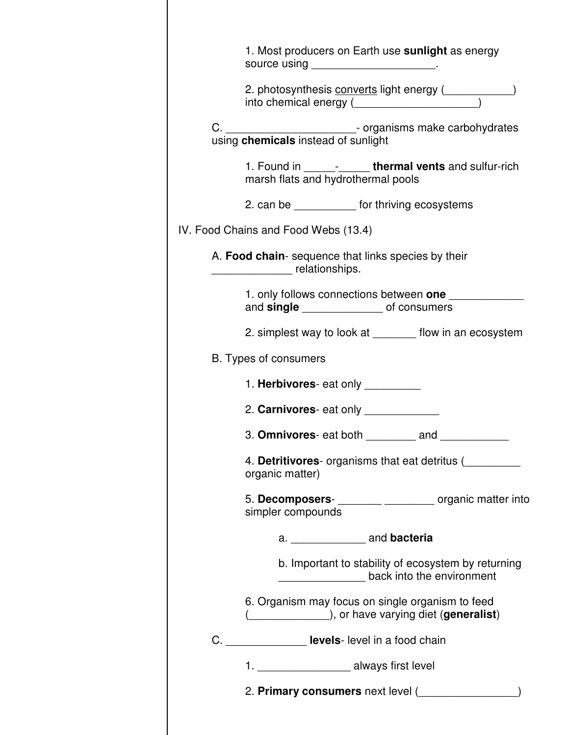1. Most producers on Earth use **sunlight** as energy source using ____________________.

2. photosynthesis converts light energy (___________) into chemical energy (____________________)

C. _____________________- organisms make carbohydrates using **chemicals** instead of sunlight

1. Found in _____-_____ **thermal vents** and sulfur-rich marsh flats and hydrothermal pools

2. can be __________ for thriving ecosystems

IV. Food Chains and Food Webs (13.4)

A. **Food chain**- sequence that links species by their _____________ relationships.

1. only follows connections between **one** ____________ and **single** _____________ of consumers

2. simplest way to look at _______ flow in an ecosystem

B. Types of consumers

1. **Herbivores**- eat only _________

2. **Carnivores**- eat only ____________

3. **Omnivores**- eat both ________ and ___________

4. **Detritivores**- organisms that eat detritus (_________ organic matter)

5. **Decomposers**- _______ ________ organic matter into simpler compounds

a. ____________ and **bacteria**

b. Important to stability of ecosystem by returning ______________ back into the environment

6. Organism may focus on single organism to feed (_____________), or have varying diet (**generalist**)

C. _____________ **levels**- level in a food chain

1. _______________ always first level

2. **Primary consumers** next level (________________)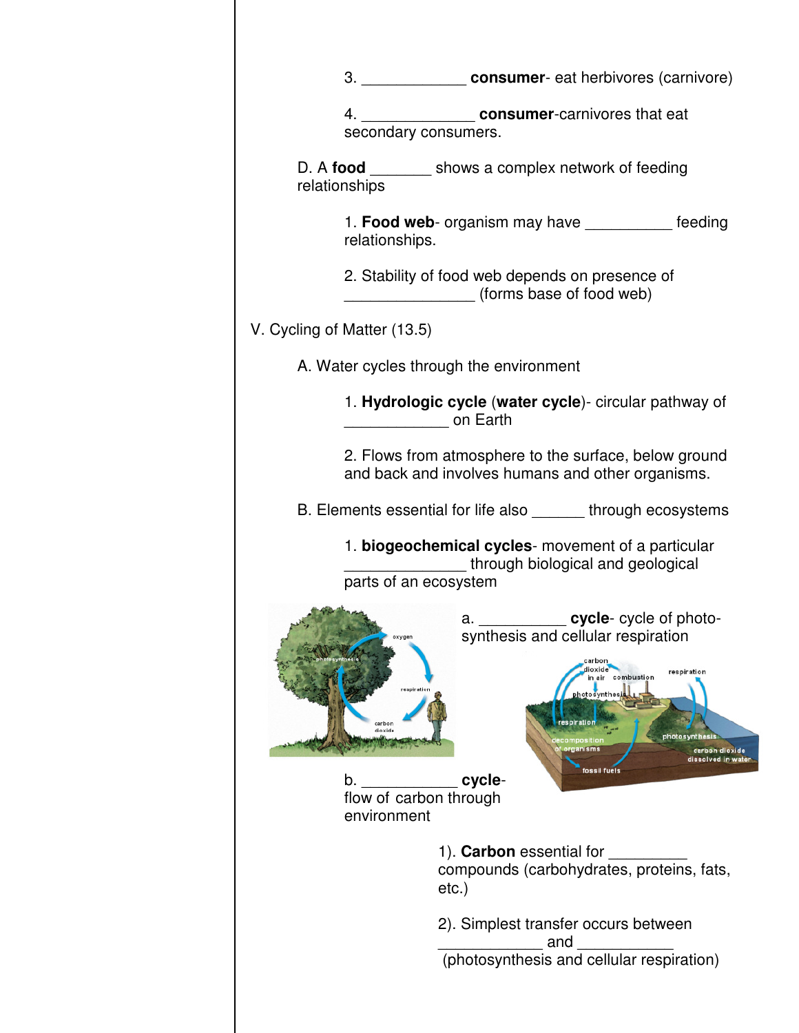3. ____________ **consumer**- eat herbivores (carnivore)

4. _____________ **consumer**-carnivores that eat secondary consumers.

D. A **food** _______ shows a complex network of feeding relationships

1. **Food web**- organism may have __________ feeding relationships.

2. Stability of food web depends on presence of _______________ (forms base of food web)

V. Cycling of Matter (13.5)

A. Water cycles through the environment

1. **Hydrologic cycle** (**water cycle**)- circular pathway of ____________ on Earth

2. Flows from atmosphere to the surface, below ground and back and involves humans and other organisms.

B. Elements essential for life also ______ through ecosystems

1. **biogeochemical cycles**- movement of a particular ______________ through biological and geological parts of an ecosystem

a. __________ **cycle**- cycle of photo-synthesis and cellular respiration

oxygen
photosynthesis
respiration
carbon dioxide

carbon dioxide in air
combustion
respiration
photosynthesis
respiration
decomposition of organisms
photosynthesis
carbon dioxide dissolved in water
fossil fuels

b. ___________ **cycle**- flow of carbon through environment

1). **Carbon** essential for _________ compounds (carbohydrates, proteins, fats, etc.)

2). Simplest transfer occurs between ____________ and ___________ (photosynthesis and cellular respiration)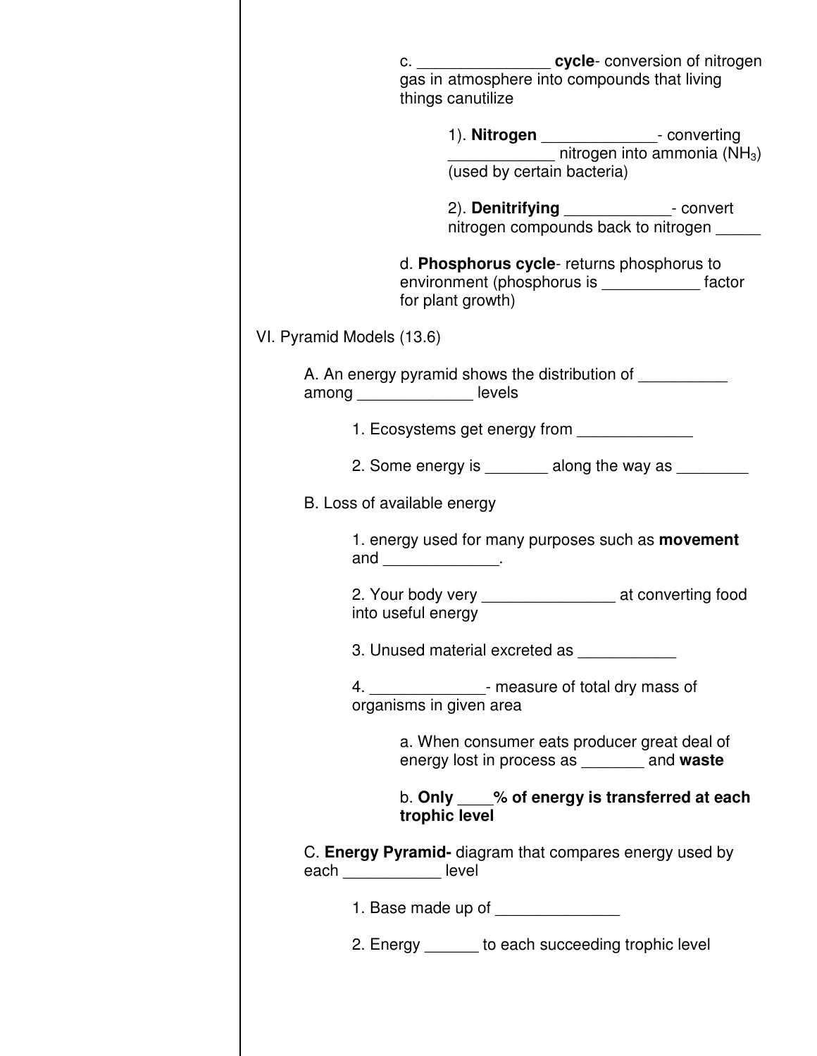c. _______________ **cycle**- conversion of nitrogen gas in atmosphere into compounds that living things canutilize

1). **Nitrogen** _____________- converting ____________ nitrogen into ammonia ($NH_3$) (used by certain bacteria)

2). **Denitrifying** ____________- convert nitrogen compounds back to nitrogen _____

d. **Phosphorus cycle**- returns phosphorus to environment (phosphorus is ___________ factor for plant growth)

VI. Pyramid Models (13.6)

A. An energy pyramid shows the distribution of __________ among _____________ levels

1. Ecosystems get energy from _____________

2. Some energy is _______ along the way as ________

B. Loss of available energy

1. energy used for many purposes such as **movement** and _____________.

2. Your body very _______________ at converting food into useful energy

3. Unused material excreted as ___________

4. _____________- measure of total dry mass of organisms in given area

a. When consumer eats producer great deal of energy lost in process as _______ and **waste**

b. **Only ____% of energy is transferred at each trophic level**

C. **Energy Pyramid-** diagram that compares energy used by each ___________ level

1. Base made up of ______________

2. Energy ______ to each succeeding trophic level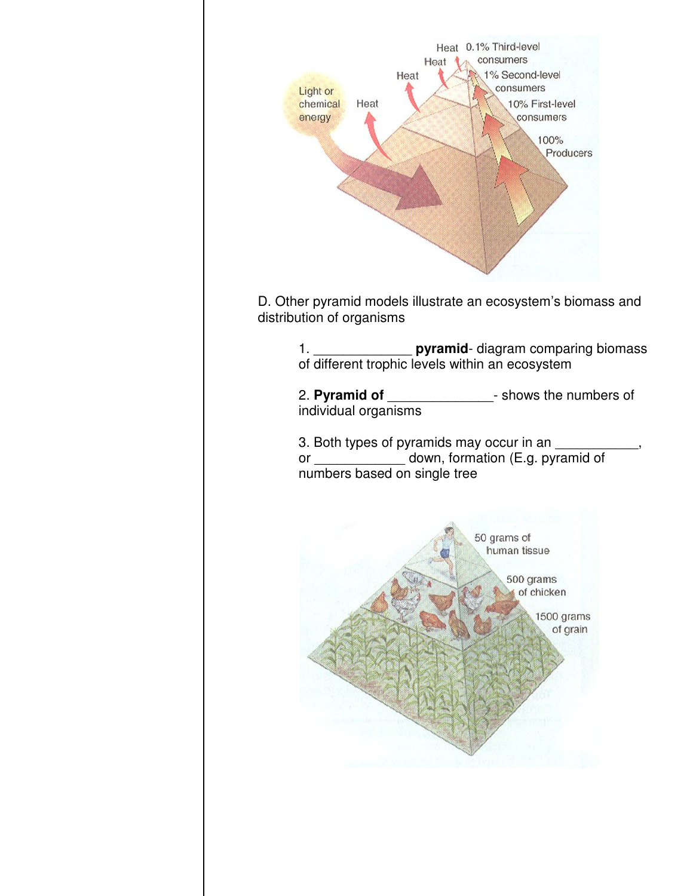Heat 0.1% Third-level consumers

Heat

Heat 1% Second-level consumers

Light or chemical energy

Heat

10% First-level consumers

100% Producers

D. Other pyramid models illustrate an ecosystem's biomass and distribution of organisms

1. ____________ **pyramid**- diagram comparing biomass of different trophic levels within an ecosystem

2. **Pyramid of** _____________- shows the numbers of individual organisms

3. Both types of pyramids may occur in an ___________, or ____________ down, formation (E.g. pyramid of numbers based on single tree

50 grams of human tissue

500 grams of chicken

1500 grams of grain